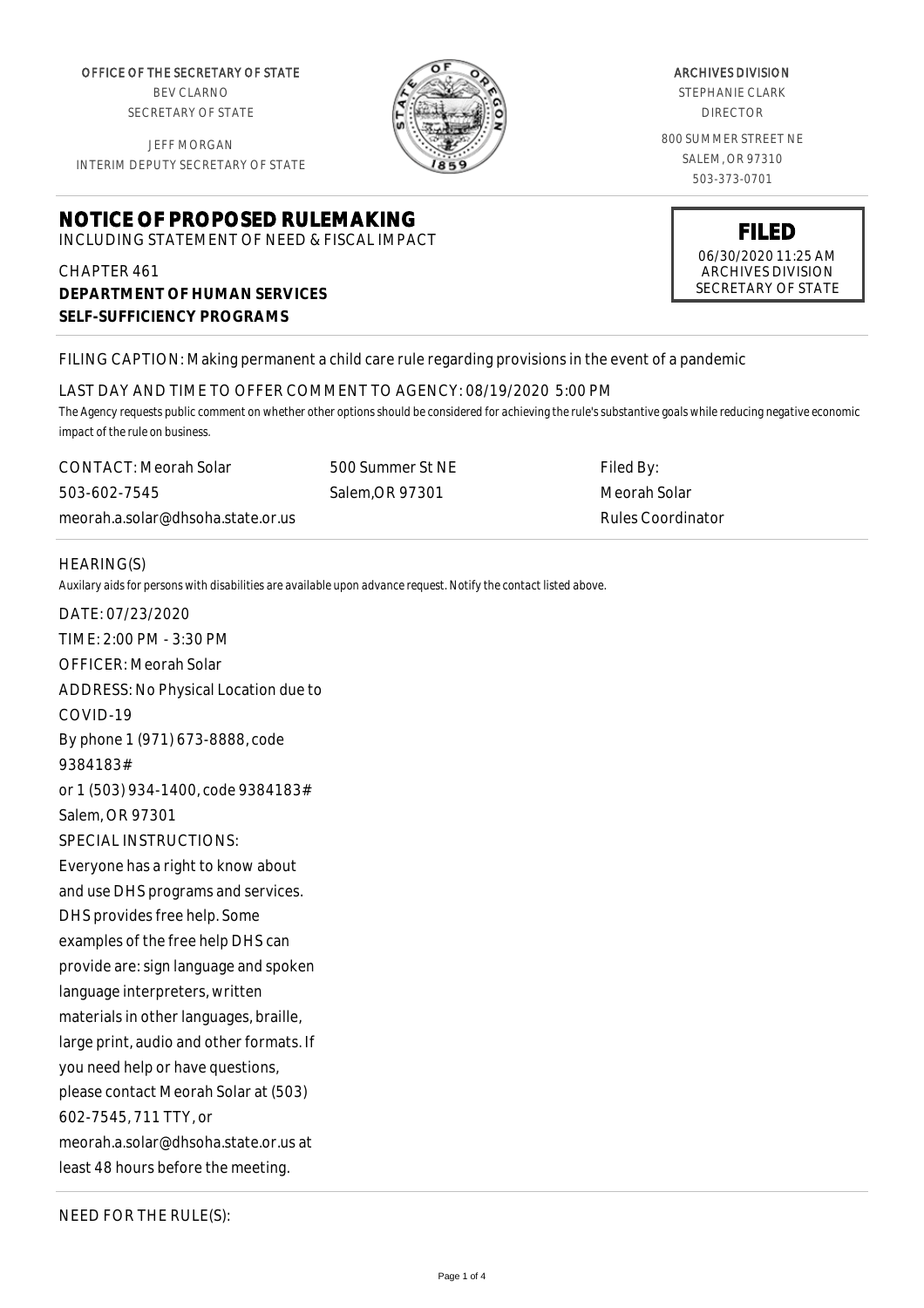OFFICE OF THE SECRETARY OF STATE
BEV CLARNO
SECRETARY OF STATE

JEFF MORGAN
INTERIM DEPUTY SECRETARY OF STATE

ARCHIVES DIVISION
STEPHANIE CLARK
DIRECTOR

800 SUMMER STREET NE
SALEM, OR 97310
503-373-0701

# NOTICE OF PROPOSED RULEMAKING

INCLUDING STATEMENT OF NEED & FISCAL IMPACT

**FILED**
06/30/2020 11:25 AM
ARCHIVES DIVISION
SECRETARY OF STATE

CHAPTER 461
**DEPARTMENT OF HUMAN SERVICES**
**SELF-SUFFICIENCY PROGRAMS**

FILING CAPTION: Making permanent a child care rule regarding provisions in the event of a pandemic

LAST DAY AND TIME TO OFFER COMMENT TO AGENCY: 08/19/2020 5:00 PM

*The Agency requests public comment on whether other options should be considered for achieving the rule's substantive goals while reducing negative economic impact of the rule on business.*

CONTACT: Meorah Solar
503-602-7545
meorah.a.solar@dhsoha.state.or.us

500 Summer St NE
Salem,OR 97301

Filed By:
Meorah Solar
Rules Coordinator

HEARING(S)

*Auxilary aids for persons with disabilities are available upon advance request. Notify the contact listed above.*

DATE: 07/23/2020
TIME: 2:00 PM - 3:30 PM
OFFICER: Meorah Solar
ADDRESS: No Physical Location due to COVID-19
By phone 1 (971) 673-8888, code 9384183#
or 1 (503) 934-1400, code 9384183#
Salem, OR 97301
SPECIAL INSTRUCTIONS:
Everyone has a right to know about and use DHS programs and services. DHS provides free help. Some examples of the free help DHS can provide are: sign language and spoken language interpreters, written materials in other languages, braille, large print, audio and other formats. If you need help or have questions, please contact Meorah Solar at (503) 602-7545, 711 TTY, or meorah.a.solar@dhsoha.state.or.us at least 48 hours before the meeting.

NEED FOR THE RULE(S):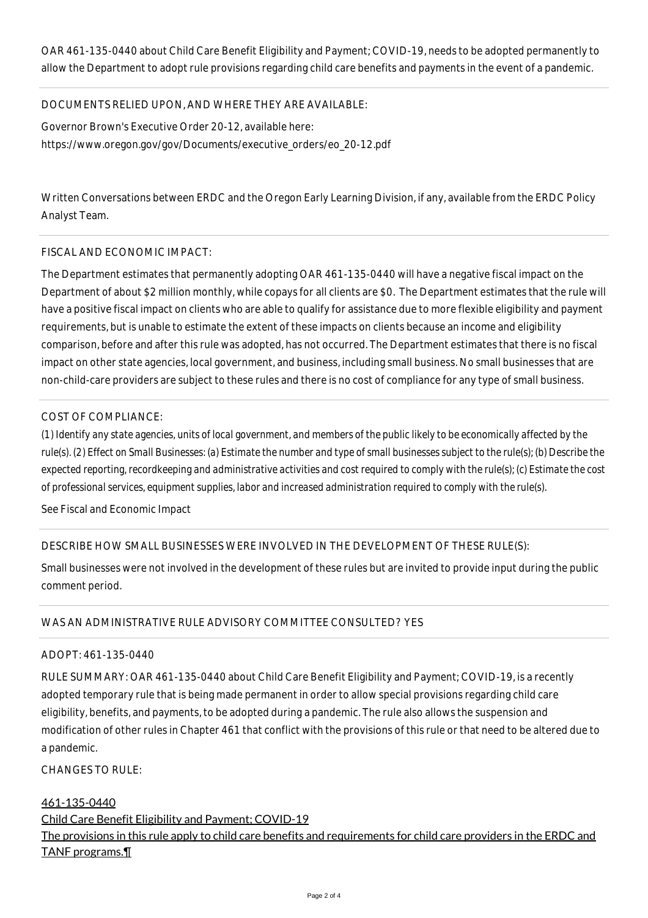OAR 461-135-0440 about Child Care Benefit Eligibility and Payment; COVID-19, needs to be adopted permanently to allow the Department to adopt rule provisions regarding child care benefits and payments in the event of a pandemic.

DOCUMENTS RELIED UPON, AND WHERE THEY ARE AVAILABLE:

Governor Brown's Executive Order 20-12, available here:
https://www.oregon.gov/gov/Documents/executive_orders/eo_20-12.pdf

Written Conversations between ERDC and the Oregon Early Learning Division, if any, available from the ERDC Policy Analyst Team.

FISCAL AND ECONOMIC IMPACT:

The Department estimates that permanently adopting OAR 461-135-0440 will have a negative fiscal impact on the Department of about $2 million monthly, while copays for all clients are $0. The Department estimates that the rule will have a positive fiscal impact on clients who are able to qualify for assistance due to more flexible eligibility and payment requirements, but is unable to estimate the extent of these impacts on clients because an income and eligibility comparison, before and after this rule was adopted, has not occurred. The Department estimates that there is no fiscal impact on other state agencies, local government, and business, including small business. No small businesses that are non-child-care providers are subject to these rules and there is no cost of compliance for any type of small business.

COST OF COMPLIANCE:

(1) Identify any state agencies, units of local government, and members of the public likely to be economically affected by the rule(s). (2) Effect on Small Businesses: (a) Estimate the number and type of small businesses subject to the rule(s); (b) Describe the expected reporting, recordkeeping and administrative activities and cost required to comply with the rule(s); (c) Estimate the cost of professional services, equipment supplies, labor and increased administration required to comply with the rule(s).

See Fiscal and Economic Impact

DESCRIBE HOW SMALL BUSINESSES WERE INVOLVED IN THE DEVELOPMENT OF THESE RULE(S):

Small businesses were not involved in the development of these rules but are invited to provide input during the public comment period.

WAS AN ADMINISTRATIVE RULE ADVISORY COMMITTEE CONSULTED? YES

ADOPT: 461-135-0440

RULE SUMMARY: OAR 461-135-0440 about Child Care Benefit Eligibility and Payment; COVID-19, is a recently adopted temporary rule that is being made permanent in order to allow special provisions regarding child care eligibility, benefits, and payments, to be adopted during a pandemic. The rule also allows the suspension and modification of other rules in Chapter 461 that conflict with the provisions of this rule or that need to be altered due to a pandemic.

CHANGES TO RULE:

461-135-0440
Child Care Benefit Eligibility and Payment; COVID-19
The provisions in this rule apply to child care benefits and requirements for child care providers in the ERDC and TANF programs.¶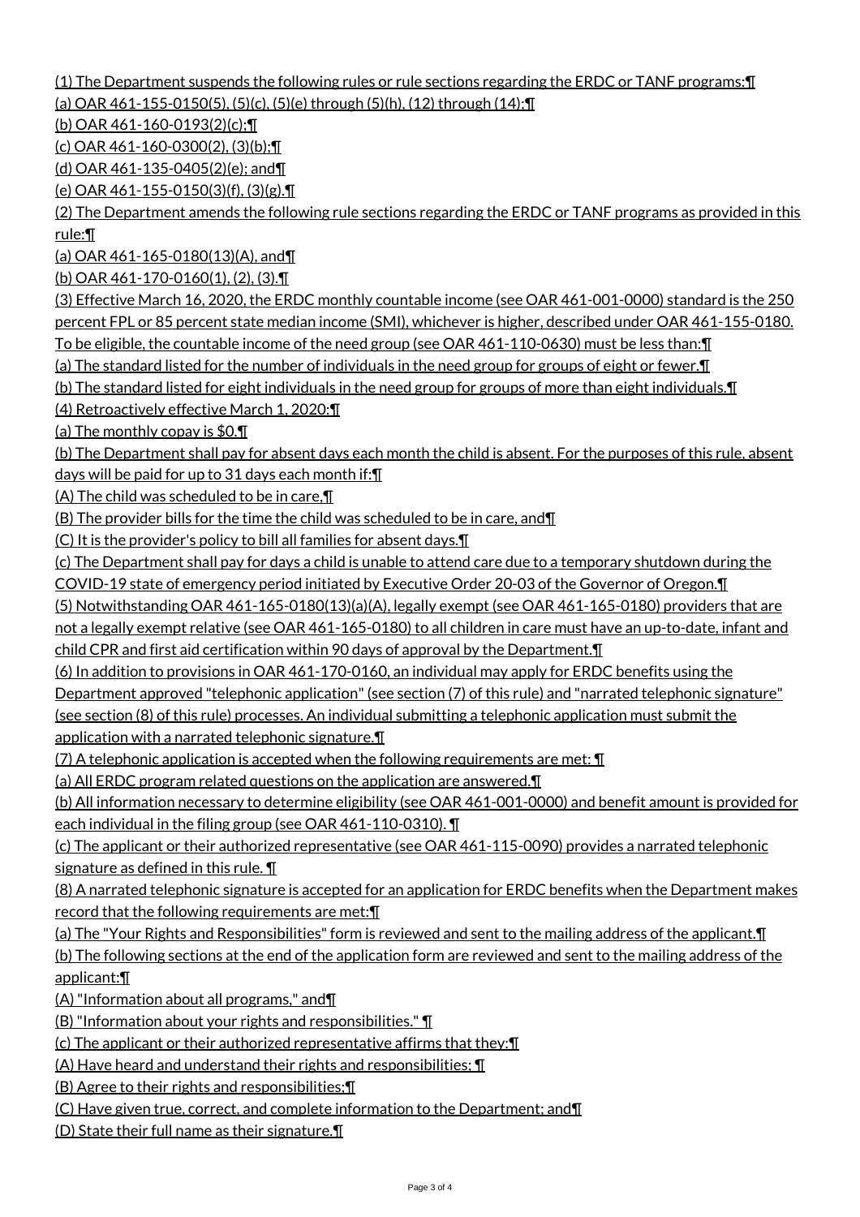(1) The Department suspends the following rules or rule sections regarding the ERDC or TANF programs:¶

(a) OAR 461-155-0150(5), (5)(c), (5)(e) through (5)(h), (12) through (14);¶

(b) OAR 461-160-0193(2)(c);¶

(c) OAR 461-160-0300(2), (3)(b);¶

(d) OAR 461-135-0405(2)(e); and¶

(e) OAR 461-155-0150(3)(f), (3)(g).¶

(2) The Department amends the following rule sections regarding the ERDC or TANF programs as provided in this rule:¶

(a) OAR 461-165-0180(13)(A), and¶

(b) OAR 461-170-0160(1), (2), (3).¶

(3) Effective March 16, 2020, the ERDC monthly countable income (see OAR 461-001-0000) standard is the 250 percent FPL or 85 percent state median income (SMI), whichever is higher, described under OAR 461-155-0180. To be eligible, the countable income of the need group (see OAR 461-110-0630) must be less than:¶

(a) The standard listed for the number of individuals in the need group for groups of eight or fewer.¶

(b) The standard listed for eight individuals in the need group for groups of more than eight individuals.¶

(4) Retroactively effective March 1, 2020:¶

(a) The monthly copay is $0.¶

(b) The Department shall pay for absent days each month the child is absent. For the purposes of this rule, absent days will be paid for up to 31 days each month if:¶

(A) The child was scheduled to be in care,¶

(B) The provider bills for the time the child was scheduled to be in care, and¶

(C) It is the provider's policy to bill all families for absent days.¶

(c) The Department shall pay for days a child is unable to attend care due to a temporary shutdown during the COVID-19 state of emergency period initiated by Executive Order 20-03 of the Governor of Oregon.¶

(5) Notwithstanding OAR 461-165-0180(13)(a)(A), legally exempt (see OAR 461-165-0180) providers that are not a legally exempt relative (see OAR 461-165-0180) to all children in care must have an up-to-date, infant and child CPR and first aid certification within 90 days of approval by the Department.¶

(6) In addition to provisions in OAR 461-170-0160, an individual may apply for ERDC benefits using the Department approved "telephonic application" (see section (7) of this rule) and "narrated telephonic signature" (see section (8) of this rule) processes. An individual submitting a telephonic application must submit the application with a narrated telephonic signature.¶

(7) A telephonic application is accepted when the following requirements are met: ¶

(a) All ERDC program related questions on the application are answered.¶

(b) All information necessary to determine eligibility (see OAR 461-001-0000) and benefit amount is provided for each individual in the filing group (see OAR 461-110-0310). ¶

(c) The applicant or their authorized representative (see OAR 461-115-0090) provides a narrated telephonic signature as defined in this rule. ¶

(8) A narrated telephonic signature is accepted for an application for ERDC benefits when the Department makes record that the following requirements are met:¶

(a) The "Your Rights and Responsibilities" form is reviewed and sent to the mailing address of the applicant.¶

(b) The following sections at the end of the application form are reviewed and sent to the mailing address of the applicant:¶

(A) "Information about all programs," and¶

(B) "Information about your rights and responsibilities." ¶

(c) The applicant or their authorized representative affirms that they:¶

(A) Have heard and understand their rights and responsibilities; ¶

(B) Agree to their rights and responsibilities;¶

(C) Have given true, correct, and complete information to the Department; and¶

(D) State their full name as their signature.¶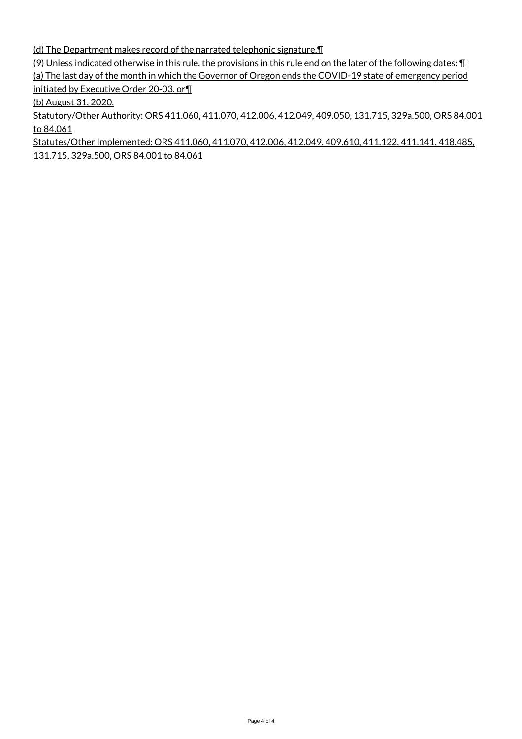(d) The Department makes record of the narrated telephonic signature.¶

(9) Unless indicated otherwise in this rule, the provisions in this rule end on the later of the following dates: ¶

(a) The last day of the month in which the Governor of Oregon ends the COVID-19 state of emergency period initiated by Executive Order 20-03, or¶

(b) August 31, 2020.

Statutory/Other Authority: ORS 411.060, 411.070, 412.006, 412.049, 409.050, 131.715, 329a.500, ORS 84.001 to 84.061

Statutes/Other Implemented: ORS 411.060, 411.070, 412.006, 412.049, 409.610, 411.122, 411.141, 418.485, 131.715, 329a.500, ORS 84.001 to 84.061